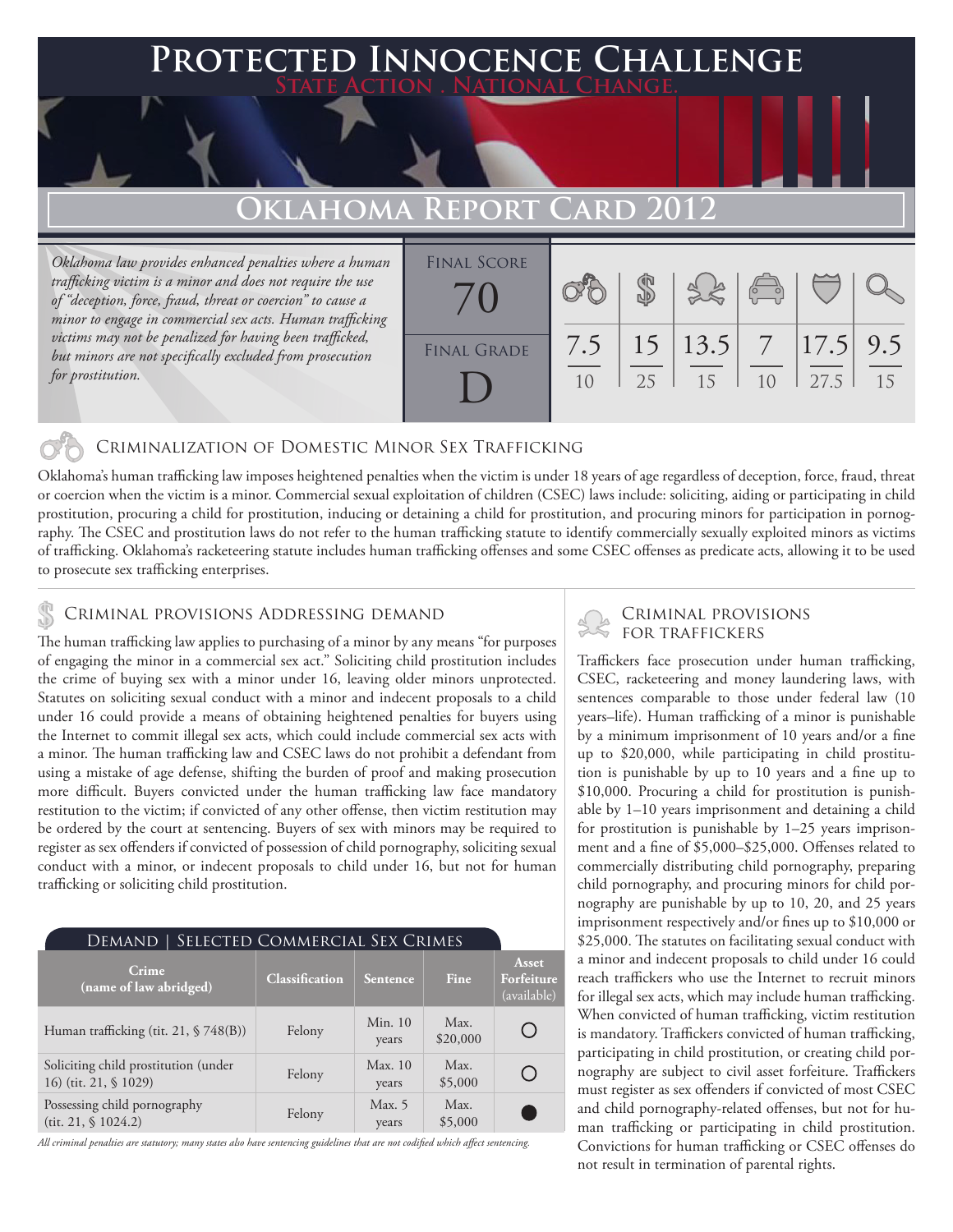# Protected Innocence Challenge

**State Action . National Change.**

## Oklahoma Report Card 2012

*Oklahoma law provides enhanced penalties where a human trafficking victim is a minor and does not require the use of "deception, force, fraud, threat or coercion" to cause a minor to engage in commercial sex acts. Human trafficking victims may not be penalized for having been trafficked, but minors are not specifically excluded from prosecution for prostitution.*

| Final Score | Criminalization of Domestic Minor Sex Trafficking | Criminal Provisions Addressing Demand | Criminal Provisions for Traffickers | Criminal Provisions for Facilitators | Protective Provisions for the Child Victims | Criminal Justice Tools for Investigation and Prosecutions |
|---|---|---|---|---|---|---|
| 70 | 7.5 / 10 | 15 / 25 | 13.5 / 15 | 7 / 10 | 17.5 / 27.5 | 9.5 / 15 |

**Final Grade:** D

### Criminalization of Domestic Minor Sex Trafficking

Oklahoma's human trafficking law imposes heightened penalties when the victim is under 18 years of age regardless of deception, force, fraud, threat or coercion when the victim is a minor. Commercial sexual exploitation of children (CSEC) laws include: soliciting, aiding or participating in child prostitution, procuring a child for prostitution, inducing or detaining a child for prostitution, and procuring minors for participation in pornography. The CSEC and prostitution laws do not refer to the human trafficking statute to identify commercially sexually exploited minors as victims of trafficking. Oklahoma's racketeering statute includes human trafficking offenses and some CSEC offenses as predicate acts, allowing it to be used to prosecute sex trafficking enterprises.

### Criminal provisions Addressing demand

The human trafficking law applies to purchasing of a minor by any means "for purposes of engaging the minor in a commercial sex act." Soliciting child prostitution includes the crime of buying sex with a minor under 16, leaving older minors unprotected. Statutes on soliciting sexual conduct with a minor and indecent proposals to a child under 16 could provide a means of obtaining heightened penalties for buyers using the Internet to commit illegal sex acts, which could include commercial sex acts with a minor. The human trafficking law and CSEC laws do not prohibit a defendant from using a mistake of age defense, shifting the burden of proof and making prosecution more difficult. Buyers convicted under the human trafficking law face mandatory restitution to the victim; if convicted of any other offense, then victim restitution may be ordered by the court at sentencing. Buyers of sex with minors may be required to register as sex offenders if convicted of possession of child pornography, soliciting sexual conduct with a minor, or indecent proposals to child under 16, but not for human trafficking or soliciting child prostitution.

#### Demand | Selected Commercial Sex Crimes

| Crime (name of law abridged) | Classification | Sentence | Fine | Asset Forfeiture (available) |
|---|---|---|---|---|
| Human trafficking (tit. 21, § 748(B)) | Felony | Min. 10 years | Max. $20,000 | ○ |
| Soliciting child prostitution (under 16) (tit. 21, § 1029) | Felony | Max. 10 years | Max. $5,000 | ○ |
| Possessing child pornography (tit. 21, § 1024.2) | Felony | Max. 5 years | Max. $5,000 | ● |

*All criminal penalties are statutory; many states also have sentencing guidelines that are not codified which affect sentencing.*

### Criminal provisions for traffickers

Traffickers face prosecution under human trafficking, CSEC, racketeering and money laundering laws, with sentences comparable to those under federal law (10 years–life). Human trafficking of a minor is punishable by a minimum imprisonment of 10 years and/or a fine up to $20,000, while participating in child prostitution is punishable by up to 10 years and a fine up to $10,000. Procuring a child for prostitution is punishable by 1–10 years imprisonment and detaining a child for prostitution is punishable by 1–25 years imprisonment and a fine of $5,000–$25,000. Offenses related to commercially distributing child pornography, preparing child pornography, and procuring minors for child pornography are punishable by up to 10, 20, and 25 years imprisonment respectively and/or fines up to $10,000 or $25,000. The statutes on facilitating sexual conduct with a minor and indecent proposals to child under 16 could reach traffickers who use the Internet to recruit minors for illegal sex acts, which may include human trafficking. When convicted of human trafficking, victim restitution is mandatory. Traffickers convicted of human trafficking, participating in child prostitution, or creating child pornography are subject to civil asset forfeiture. Traffickers must register as sex offenders if convicted of most CSEC and child pornography-related offenses, but not for human trafficking or participating in child prostitution. Convictions for human trafficking or CSEC offenses do not result in termination of parental rights.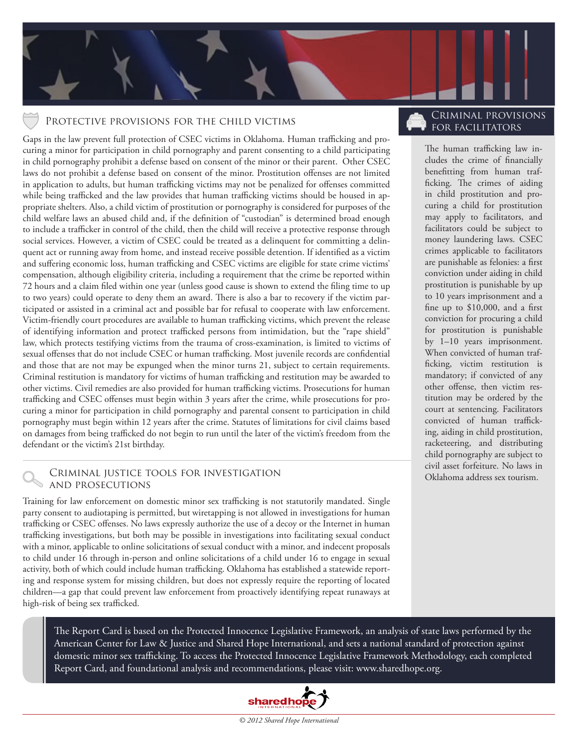## Protective provisions for the child victims

Gaps in the law prevent full protection of CSEC victims in Oklahoma. Human trafficking and procuring a minor for participation in child pornography and parent consenting to a child participating in child pornography prohibit a defense based on consent of the minor or their parent. Other CSEC laws do not prohibit a defense based on consent of the minor. Prostitution offenses are not limited in application to adults, but human trafficking victims may not be penalized for offenses committed while being trafficked and the law provides that human trafficking victims should be housed in appropriate shelters. Also, a child victim of prostitution or pornography is considered for purposes of the child welfare laws an abused child and, if the definition of "custodian" is determined broad enough to include a trafficker in control of the child, then the child will receive a protective response through social services. However, a victim of CSEC could be treated as a delinquent for committing a delinquent act or running away from home, and instead receive possible detention. If identified as a victim and suffering economic loss, human trafficking and CSEC victims are eligible for state crime victims' compensation, although eligibility criteria, including a requirement that the crime be reported within 72 hours and a claim filed within one year (unless good cause is shown to extend the filing time to up to two years) could operate to deny them an award. There is also a bar to recovery if the victim participated or assisted in a criminal act and possible bar for refusal to cooperate with law enforcement. Victim-friendly court procedures are available to human trafficking victims, which prevent the release of identifying information and protect trafficked persons from intimidation, but the "rape shield" law, which protects testifying victims from the trauma of cross-examination, is limited to victims of sexual offenses that do not include CSEC or human trafficking. Most juvenile records are confidential and those that are not may be expunged when the minor turns 21, subject to certain requirements. Criminal restitution is mandatory for victims of human trafficking and restitution may be awarded to other victims. Civil remedies are also provided for human trafficking victims. Prosecutions for human trafficking and CSEC offenses must begin within 3 years after the crime, while prosecutions for procuring a minor for participation in child pornography and parental consent to participation in child pornography must begin within 12 years after the crime. Statutes of limitations for civil claims based on damages from being trafficked do not begin to run until the later of the victim's freedom from the defendant or the victim's 21st birthday.

## Criminal justice tools for investigation and prosecutions

Training for law enforcement on domestic minor sex trafficking is not statutorily mandated. Single party consent to audiotaping is permitted, but wiretapping is not allowed in investigations for human trafficking or CSEC offenses. No laws expressly authorize the use of a decoy or the Internet in human trafficking investigations, but both may be possible in investigations into facilitating sexual conduct with a minor, applicable to online solicitations of sexual conduct with a minor, and indecent proposals to child under 16 through in-person and online solicitations of a child under 16 to engage in sexual activity, both of which could include human trafficking. Oklahoma has established a statewide reporting and response system for missing children, but does not expressly require the reporting of located children—a gap that could prevent law enforcement from proactively identifying repeat runaways at high-risk of being sex trafficked.

## Criminal provisions for facilitators

The human trafficking law includes the crime of financially benefitting from human trafficking. The crimes of aiding in child prostitution and procuring a child for prostitution may apply to facilitators, and facilitators could be subject to money laundering laws. CSEC crimes applicable to facilitators are punishable as felonies: a first conviction under aiding in child prostitution is punishable by up to 10 years imprisonment and a fine up to $10,000, and a first conviction for procuring a child for prostitution is punishable by 1–10 years imprisonment. When convicted of human trafficking, victim restitution is mandatory; if convicted of any other offense, then victim restitution may be ordered by the court at sentencing. Facilitators convicted of human trafficking, aiding in child prostitution, racketeering, and distributing child pornography are subject to civil asset forfeiture. No laws in Oklahoma address sex tourism.

The Report Card is based on the Protected Innocence Legislative Framework, an analysis of state laws performed by the American Center for Law & Justice and Shared Hope International, and sets a national standard of protection against domestic minor sex trafficking. To access the Protected Innocence Legislative Framework Methodology, each completed Report Card, and foundational analysis and recommendations, please visit: www.sharedhope.org.

sharedhope INTERNATIONAL

*© 2012 Shared Hope International*